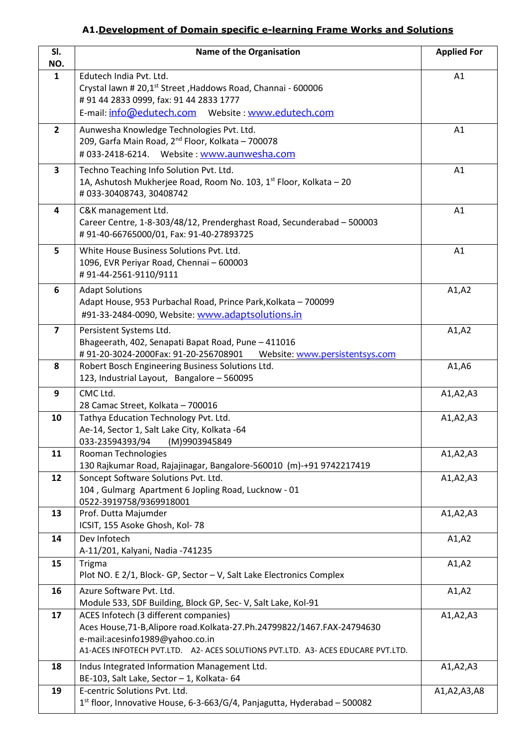## A1.Development of Domain specific e-learning Frame Works and Solutions

| Sl. NO. | Name of the Organisation | Applied For |
|---|---|---|
| 1 | Edutech India Pvt. Ltd.<br>Crystal lawn # 20,1st Street ,Haddows Road, Channai - 600006<br># 91 44 2833 0999, fax: 91 44 2833 1777<br>E-mail: info@edutech.com Website : www.edutech.com | A1 |
| 2 | Aunwesha Knowledge Technologies Pvt. Ltd.<br>209, Garfa Main Road, 2nd Floor, Kolkata – 700078<br># 033-2418-6214. Website : www.aunwesha.com | A1 |
| 3 | Techno Teaching Info Solution Pvt. Ltd.<br>1A, Ashutosh Mukherjee Road, Room No. 103, 1st Floor, Kolkata – 20<br># 033-30408743, 30408742 | A1 |
| 4 | C&K management Ltd.<br>Career Centre, 1-8-303/48/12, Prenderghast Road, Secunderabad – 500003<br># 91-40-66765000/01, Fax: 91-40-27893725 | A1 |
| 5 | White House Business Solutions Pvt. Ltd.<br>1096, EVR Periyar Road, Chennai – 600003<br># 91-44-2561-9110/9111 | A1 |
| 6 | Adapt Solutions<br>Adapt House, 953 Purbachal Road, Prince Park,Kolkata – 700099<br>#91-33-2484-0090, Website: www.adaptsolutions.in | A1,A2 |
| 7 | Persistent Systems Ltd.<br>Bhageerath, 402, Senapati Bapat Road, Pune – 411016<br># 91-20-3024-2000Fax: 91-20-256708901 Website: www.persistentsys.com | A1,A2 |
| 8 | Robert Bosch Engineering Business Solutions Ltd.<br>123, Industrial Layout, Bangalore – 560095 | A1,A6 |
| 9 | CMC Ltd.<br>28 Camac Street, Kolkata – 700016 | A1,A2,A3 |
| 10 | Tathya Education Technology Pvt. Ltd.<br>Ae-14, Sector 1, Salt Lake City, Kolkata -64<br>033-23594393/94 (M)9903945849 | A1,A2,A3 |
| 11 | Rooman Technologies<br>130 Rajkumar Road, Rajajinagar, Bangalore-560010 (m)-+91 9742217419 | A1,A2,A3 |
| 12 | Soncept Software Solutions Pvt. Ltd.<br>104 , Gulmarg Apartment 6 Jopling Road, Lucknow - 01<br>0522-3919758/9369918001 | A1,A2,A3 |
| 13 | Prof. Dutta Majumder<br>ICSIT, 155 Asoke Ghosh, Kol- 78 | A1,A2,A3 |
| 14 | Dev Infotech<br>A-11/201, Kalyani, Nadia -741235 | A1,A2 |
| 15 | Trigma<br>Plot NO. E 2/1, Block- GP, Sector – V, Salt Lake Electronics Complex | A1,A2 |
| 16 | Azure Software Pvt. Ltd.<br>Module 533, SDF Building, Block GP, Sec- V, Salt Lake, Kol-91 | A1,A2 |
| 17 | ACES Infotech (3 different companies)<br>Aces House,71-B,Alipore road.Kolkata-27.Ph.24799822/1467.FAX-24794630<br>e-mail:acesinfo1989@yahoo.co.in<br>A1-ACES INFOTECH PVT.LTD. A2- ACES SOLUTIONS PVT.LTD. A3- ACES EDUCARE PVT.LTD. | A1,A2,A3 |
| 18 | Indus Integrated Information Management Ltd.<br>BE-103, Salt Lake, Sector – 1, Kolkata- 64 | A1,A2,A3 |
| 19 | E-centric Solutions Pvt. Ltd.<br>1st floor, Innovative House, 6-3-663/G/4, Panjagutta, Hyderabad – 500082 | A1,A2,A3,A8 |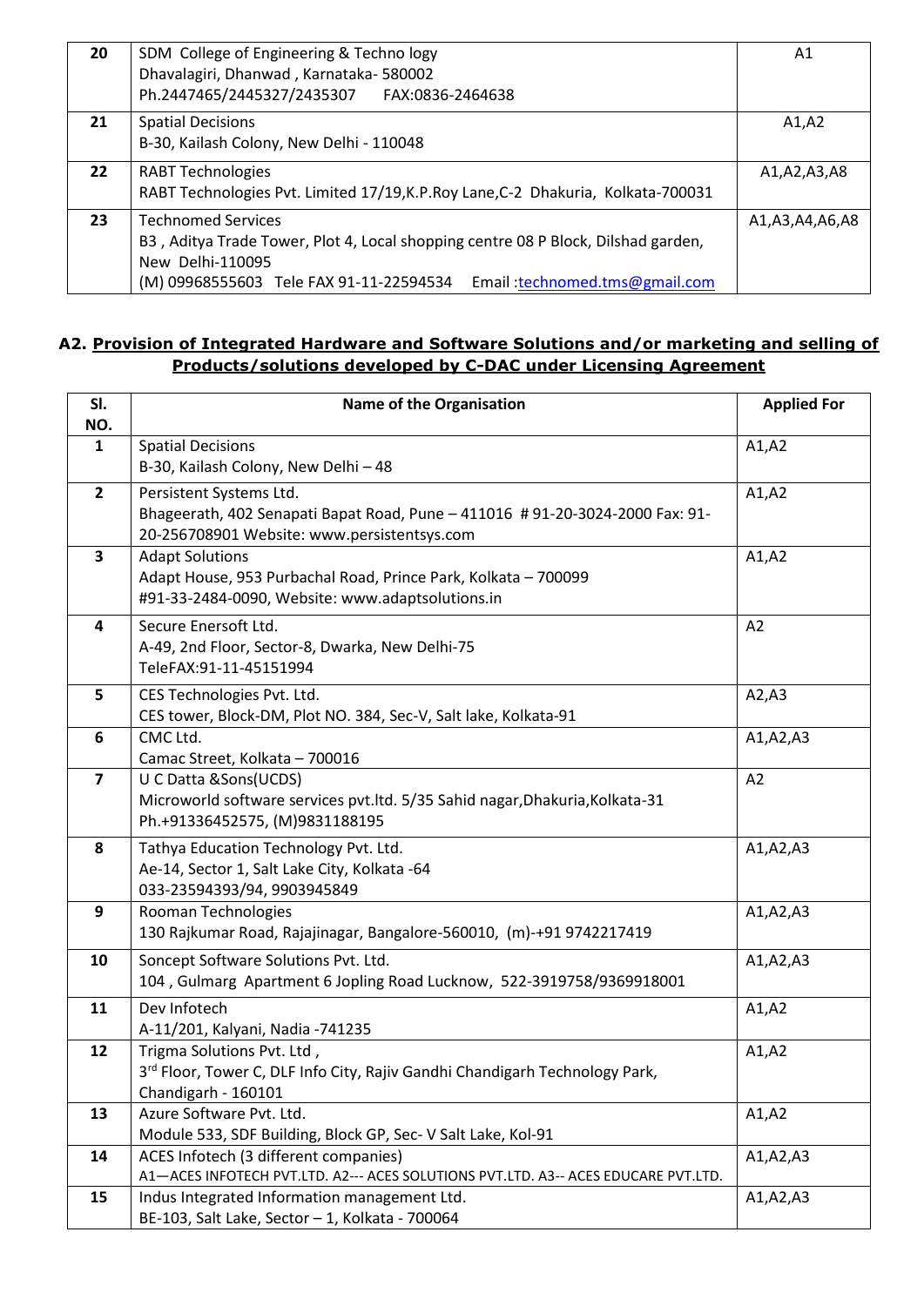| 20 | SDM College of Engineering & Techno logy<br>Dhavalagiri, Dhanwad , Karnataka- 580002<br>Ph.2447465/2445327/2435307 FAX:0836-2464638 | A1 |
|---|---|---|
| 21 | Spatial Decisions<br>B-30, Kailash Colony, New Delhi - 110048 | A1,A2 |
| 22 | RABT Technologies<br>RABT Technologies Pvt. Limited 17/19,K.P.Roy Lane,C-2 Dhakuria, Kolkata-700031 | A1,A2,A3,A8 |
| 23 | Technomed Services<br>B3 , Aditya Trade Tower, Plot 4, Local shopping centre 08 P Block, Dilshad garden, New Delhi-110095<br>(M) 09968555603 Tele FAX 91-11-22594534 Email :technomed.tms@gmail.com | A1,A3,A4,A6,A8 |

## A2. Provision of Integrated Hardware and Software Solutions and/or marketing and selling of Products/solutions developed by C-DAC under Licensing Agreement

| Sl. NO. | Name of the Organisation | Applied For |
|---|---|---|
| 1 | Spatial Decisions<br>B-30, Kailash Colony, New Delhi – 48 | A1,A2 |
| 2 | Persistent Systems Ltd.<br>Bhageerath, 402 Senapati Bapat Road, Pune – 411016 # 91-20-3024-2000 Fax: 91-20-256708901 Website: www.persistentsys.com | A1,A2 |
| 3 | Adapt Solutions<br>Adapt House, 953 Purbachal Road, Prince Park, Kolkata – 700099<br>#91-33-2484-0090, Website: www.adaptsolutions.in | A1,A2 |
| 4 | Secure Enersoft Ltd.<br>A-49, 2nd Floor, Sector-8, Dwarka, New Delhi-75<br>TeleFAX:91-11-45151994 | A2 |
| 5 | CES Technologies Pvt. Ltd.<br>CES tower, Block-DM, Plot NO. 384, Sec-V, Salt lake, Kolkata-91 | A2,A3 |
| 6 | CMC Ltd.<br>Camac Street, Kolkata – 700016 | A1,A2,A3 |
| 7 | U C Datta &Sons(UCDS)<br>Microworld software services pvt.ltd. 5/35 Sahid nagar,Dhakuria,Kolkata-31<br>Ph.+91336452575, (M)9831188195 | A2 |
| 8 | Tathya Education Technology Pvt. Ltd.<br>Ae-14, Sector 1, Salt Lake City, Kolkata -64<br>033-23594393/94, 9903945849 | A1,A2,A3 |
| 9 | Rooman Technologies<br>130 Rajkumar Road, Rajajinagar, Bangalore-560010, (m)-+91 9742217419 | A1,A2,A3 |
| 10 | Soncept Software Solutions Pvt. Ltd.<br>104 , Gulmarg Apartment 6 Jopling Road Lucknow, 522-3919758/9369918001 | A1,A2,A3 |
| 11 | Dev Infotech<br>A-11/201, Kalyani, Nadia -741235 | A1,A2 |
| 12 | Trigma Solutions Pvt. Ltd ,<br>3rd Floor, Tower C, DLF Info City, Rajiv Gandhi Chandigarh Technology Park, Chandigarh - 160101 | A1,A2 |
| 13 | Azure Software Pvt. Ltd.<br>Module 533, SDF Building, Block GP, Sec- V Salt Lake, Kol-91 | A1,A2 |
| 14 | ACES Infotech (3 different companies)<br>A1—ACES INFOTECH PVT.LTD. A2--- ACES SOLUTIONS PVT.LTD. A3-- ACES EDUCARE PVT.LTD. | A1,A2,A3 |
| 15 | Indus Integrated Information management Ltd.<br>BE-103, Salt Lake, Sector – 1, Kolkata - 700064 | A1,A2,A3 |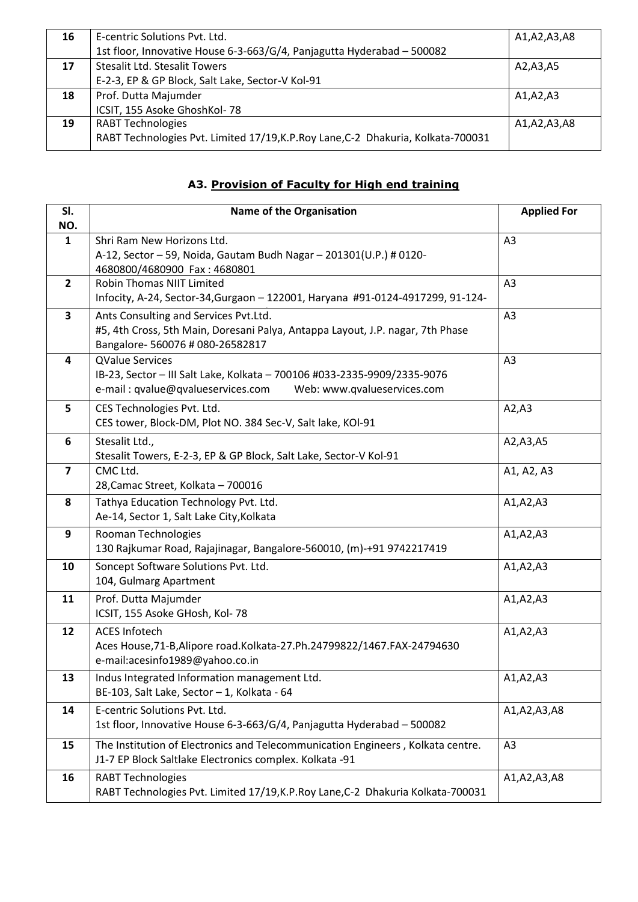| 16 | E-centric Solutions Pvt. Ltd.<br>1st floor, Innovative House 6-3-663/G/4, Panjagutta Hyderabad – 500082 | A1,A2,A3,A8 |
|---|---|---|
| 17 | Stesalit Ltd. Stesalit Towers<br>E-2-3, EP & GP Block, Salt Lake, Sector-V Kol-91 | A2,A3,A5 |
| 18 | Prof. Dutta Majumder<br>ICSIT, 155 Asoke GhoshKol- 78 | A1,A2,A3 |
| 19 | RABT Technologies<br>RABT Technologies Pvt. Limited 17/19,K.P.Roy Lane,C-2 Dhakuria, Kolkata-700031 | A1,A2,A3,A8 |

### A3. Provision of Faculty for High end training

| Sl. NO. | Name of the Organisation | Applied For |
|---|---|---|
| 1 | Shri Ram New Horizons Ltd.<br>A-12, Sector – 59, Noida, Gautam Budh Nagar – 201301(U.P.) # 0120-4680800/4680900 Fax : 4680801 | A3 |
| 2 | Robin Thomas NIIT Limited<br>Infocity, A-24, Sector-34,Gurgaon – 122001, Haryana #91-0124-4917299, 91-124- | A3 |
| 3 | Ants Consulting and Services Pvt.Ltd.<br>#5, 4th Cross, 5th Main, Doresani Palya, Antappa Layout, J.P. nagar, 7th Phase Bangalore- 560076 # 080-26582817 | A3 |
| 4 | QValue Services<br>IB-23, Sector – III Salt Lake, Kolkata – 700106 #033-2335-9909/2335-9076<br>e-mail : qvalue@qvalueservices.com Web: www.qvalueservices.com | A3 |
| 5 | CES Technologies Pvt. Ltd.<br>CES tower, Block-DM, Plot NO. 384 Sec-V, Salt lake, KOl-91 | A2,A3 |
| 6 | Stesalit Ltd.,<br>Stesalit Towers, E-2-3, EP & GP Block, Salt Lake, Sector-V Kol-91 | A2,A3,A5 |
| 7 | CMC Ltd.<br>28,Camac Street, Kolkata – 700016 | A1, A2, A3 |
| 8 | Tathya Education Technology Pvt. Ltd.<br>Ae-14, Sector 1, Salt Lake City,Kolkata | A1,A2,A3 |
| 9 | Rooman Technologies<br>130 Rajkumar Road, Rajajinagar, Bangalore-560010, (m)-+91 9742217419 | A1,A2,A3 |
| 10 | Soncept Software Solutions Pvt. Ltd.<br>104, Gulmarg Apartment | A1,A2,A3 |
| 11 | Prof. Dutta Majumder<br>ICSIT, 155 Asoke GHosh, Kol- 78 | A1,A2,A3 |
| 12 | ACES Infotech<br>Aces House,71-B,Alipore road.Kolkata-27.Ph.24799822/1467.FAX-24794630<br>e-mail:acesinfo1989@yahoo.co.in | A1,A2,A3 |
| 13 | Indus Integrated Information management Ltd.<br>BE-103, Salt Lake, Sector – 1, Kolkata - 64 | A1,A2,A3 |
| 14 | E-centric Solutions Pvt. Ltd.<br>1st floor, Innovative House 6-3-663/G/4, Panjagutta Hyderabad – 500082 | A1,A2,A3,A8 |
| 15 | The Institution of Electronics and Telecommunication Engineers , Kolkata centre.<br>J1-7 EP Block Saltlake Electronics complex. Kolkata -91 | A3 |
| 16 | RABT Technologies<br>RABT Technologies Pvt. Limited 17/19,K.P.Roy Lane,C-2 Dhakuria Kolkata-700031 | A1,A2,A3,A8 |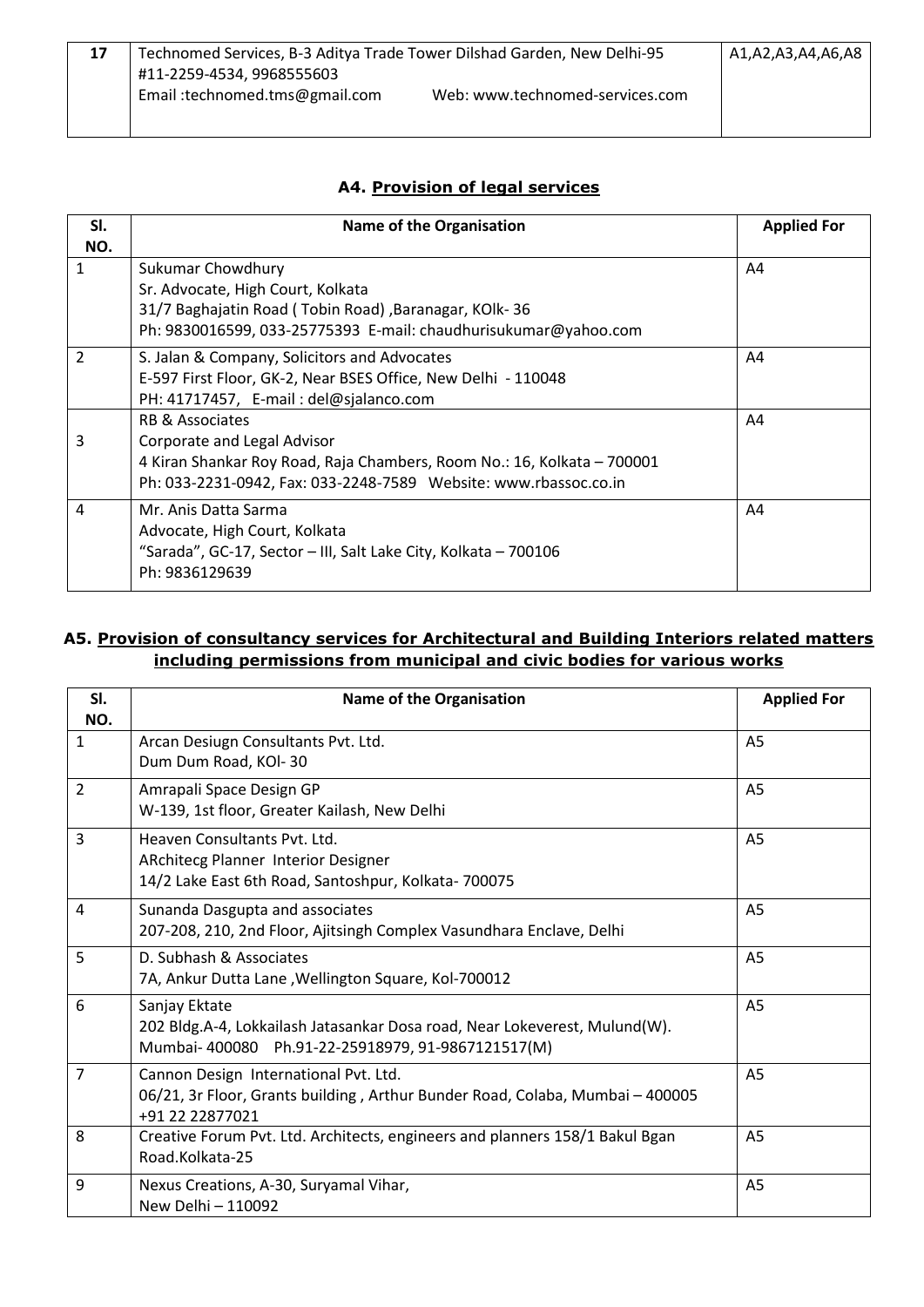| 17 | Technomed Services, B-3 Aditya Trade Tower Dilshad Garden, New Delhi-95 #11-2259-4534, 9968555603 Email :technomed.tms@gmail.com Web: www.technomed-services.com | A1,A2,A3,A4,A6,A8 |
|---|---|---|

## A4. Provision of legal services

| Sl. NO. | Name of the Organisation | Applied For |
|---|---|---|
| 1 | Sukumar Chowdhury<br>Sr. Advocate, High Court, Kolkata<br>31/7 Baghajatin Road ( Tobin Road) ,Baranagar, KOlk- 36<br>Ph: 9830016599, 033-25775393 E-mail: chaudhurisukumar@yahoo.com | A4 |
| 2 | S. Jalan & Company, Solicitors and Advocates<br>E-597 First Floor, GK-2, Near BSES Office, New Delhi - 110048<br>PH: 41717457, E-mail : del@sjalanco.com | A4 |
| 3 | RB & Associates<br>Corporate and Legal Advisor<br>4 Kiran Shankar Roy Road, Raja Chambers, Room No.: 16, Kolkata – 700001<br>Ph: 033-2231-0942, Fax: 033-2248-7589 Website: www.rbassoc.co.in | A4 |
| 4 | Mr. Anis Datta Sarma<br>Advocate, High Court, Kolkata<br>"Sarada", GC-17, Sector – III, Salt Lake City, Kolkata – 700106<br>Ph: 9836129639 | A4 |

## A5. Provision of consultancy services for Architectural and Building Interiors related matters including permissions from municipal and civic bodies for various works

| Sl. NO. | Name of the Organisation | Applied For |
|---|---|---|
| 1 | Arcan Desiugn Consultants Pvt. Ltd.<br>Dum Dum Road, KOl- 30 | A5 |
| 2 | Amrapali Space Design GP<br>W-139, 1st floor, Greater Kailash, New Delhi | A5 |
| 3 | Heaven Consultants Pvt. Ltd.<br>ARchitecg Planner Interior Designer<br>14/2 Lake East 6th Road, Santoshpur, Kolkata- 700075 | A5 |
| 4 | Sunanda Dasgupta and associates<br>207-208, 210, 2nd Floor, Ajitsingh Complex Vasundhara Enclave, Delhi | A5 |
| 5 | D. Subhash & Associates<br>7A, Ankur Dutta Lane ,Wellington Square, Kol-700012 | A5 |
| 6 | Sanjay Ektate<br>202 Bldg.A-4, Lokkailash Jatasankar Dosa road, Near Lokeverest, Mulund(W).<br>Mumbai- 400080 Ph.91-22-25918979, 91-9867121517(M) | A5 |
| 7 | Cannon Design International Pvt. Ltd.<br>06/21, 3r Floor, Grants building , Arthur Bunder Road, Colaba, Mumbai – 400005<br>+91 22 22877021 | A5 |
| 8 | Creative Forum Pvt. Ltd. Architects, engineers and planners 158/1 Bakul Bgan Road.Kolkata-25 | A5 |
| 9 | Nexus Creations, A-30, Suryamal Vihar,<br>New Delhi – 110092 | A5 |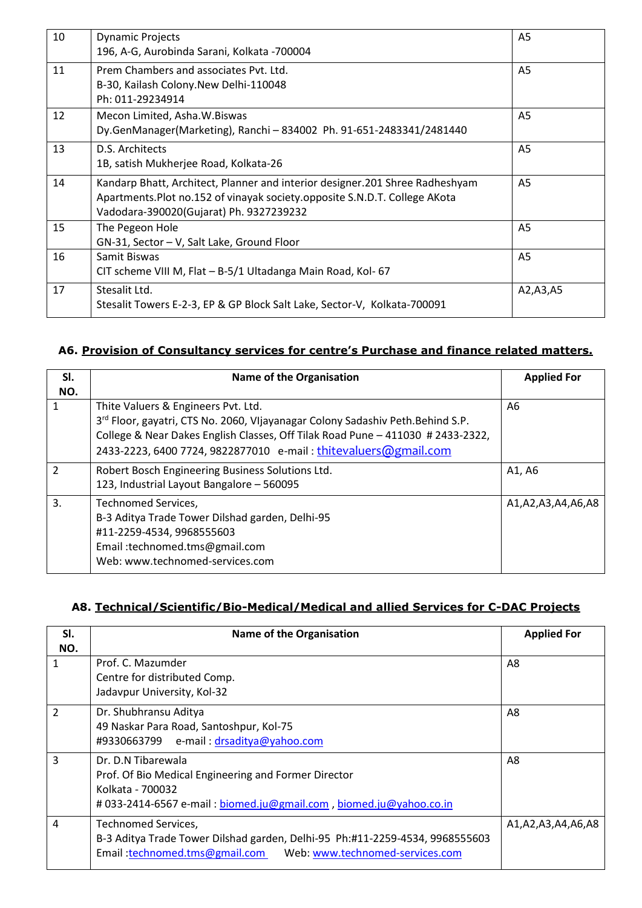| | | |
|---|---|---|
| 10 | Dynamic Projects<br>196, A-G, Aurobinda Sarani, Kolkata -700004 | A5 |
| 11 | Prem Chambers and associates Pvt. Ltd.<br>B-30, Kailash Colony.New Delhi-110048<br>Ph: 011-29234914 | A5 |
| 12 | Mecon Limited, Asha.W.Biswas<br>Dy.GenManager(Marketing), Ranchi – 834002 Ph. 91-651-2483341/2481440 | A5 |
| 13 | D.S. Architects<br>1B, satish Mukherjee Road, Kolkata-26 | A5 |
| 14 | Kandarp Bhatt, Architect, Planner and interior designer.201 Shree Radheshyam Apartments.Plot no.152 of vinayak society.opposite S.N.D.T. College AKota Vadodara-390020(Gujarat) Ph. 9327239232 | A5 |
| 15 | The Pegeon Hole<br>GN-31, Sector – V, Salt Lake, Ground Floor | A5 |
| 16 | Samit Biswas<br>CIT scheme VIII M, Flat – B-5/1 Ultadanga Main Road, Kol- 67 | A5 |
| 17 | Stesalit Ltd.<br>Stesalit Towers E-2-3, EP & GP Block Salt Lake, Sector-V, Kolkata-700091 | A2,A3,A5 |

### A6. Provision of Consultancy services for centre's Purchase and finance related matters.

| Sl. NO. | Name of the Organisation | Applied For |
|---|---|---|
| 1 | Thite Valuers & Engineers Pvt. Ltd.<br>3rd Floor, gayatri, CTS No. 2060, VIjayanagar Colony Sadashiv Peth.Behind S.P. College & Near Dakes English Classes, Off Tilak Road Pune – 411030 # 2433-2322, 2433-2223, 6400 7724, 9822877010 e-mail : thitevaluers@gmail.com | A6 |
| 2 | Robert Bosch Engineering Business Solutions Ltd.<br>123, Industrial Layout Bangalore – 560095 | A1, A6 |
| 3. | Technomed Services,<br>B-3 Aditya Trade Tower Dilshad garden, Delhi-95<br>#11-2259-4534, 9968555603<br>Email :technomed.tms@gmail.com<br>Web: www.technomed-services.com | A1,A2,A3,A4,A6,A8 |

### A8. Technical/Scientific/Bio-Medical/Medical and allied Services for C-DAC Projects

| Sl. NO. | Name of the Organisation | Applied For |
|---|---|---|
| 1 | Prof. C. Mazumder<br>Centre for distributed Comp.<br>Jadavpur University, Kol-32 | A8 |
| 2 | Dr. Shubhransu Aditya<br>49 Naskar Para Road, Santoshpur, Kol-75<br>#9330663799 e-mail : drsaditya@yahoo.com | A8 |
| 3 | Dr. D.N Tibarewala<br>Prof. Of Bio Medical Engineering and Former Director<br>Kolkata - 700032<br># 033-2414-6567 e-mail : biomed.ju@gmail.com , biomed.ju@yahoo.co.in | A8 |
| 4 | Technomed Services,<br>B-3 Aditya Trade Tower Dilshad garden, Delhi-95 Ph:#11-2259-4534, 9968555603<br>Email :technomed.tms@gmail.com Web: www.technomed-services.com | A1,A2,A3,A4,A6,A8 |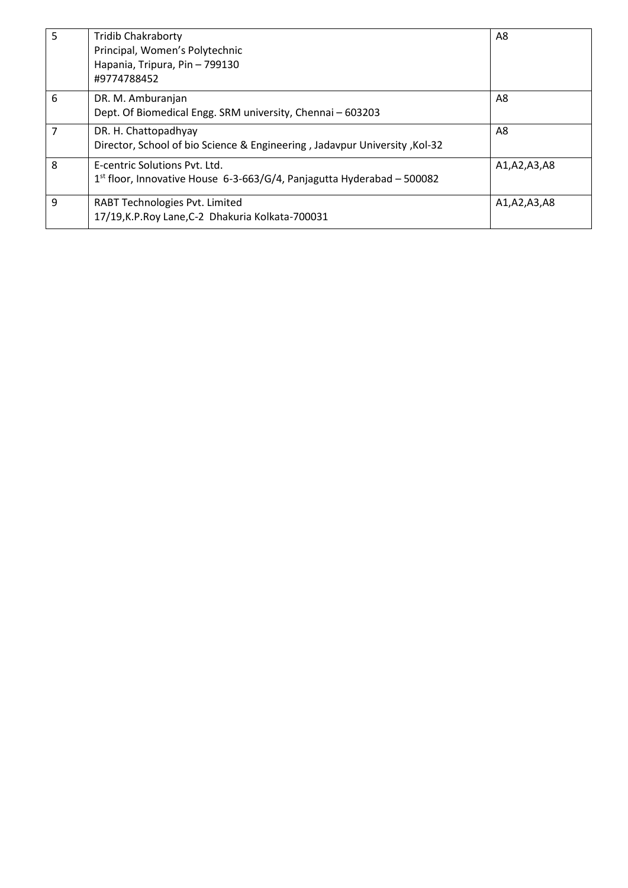| | | |
|---|---|---|
| 5 | Tridib Chakraborty<br>Principal, Women's Polytechnic<br>Hapania, Tripura, Pin – 799130<br>#9774788452 | A8 |
| 6 | DR. M. Amburanjan<br>Dept. Of Biomedical Engg. SRM university, Chennai – 603203 | A8 |
| 7 | DR. H. Chattopadhyay<br>Director, School of bio Science & Engineering , Jadavpur University ,Kol-32 | A8 |
| 8 | E-centric Solutions Pvt. Ltd.<br>1st floor, Innovative House 6-3-663/G/4, Panjagutta Hyderabad – 500082 | A1,A2,A3,A8 |
| 9 | RABT Technologies Pvt. Limited<br>17/19,K.P.Roy Lane,C-2 Dhakuria Kolkata-700031 | A1,A2,A3,A8 |